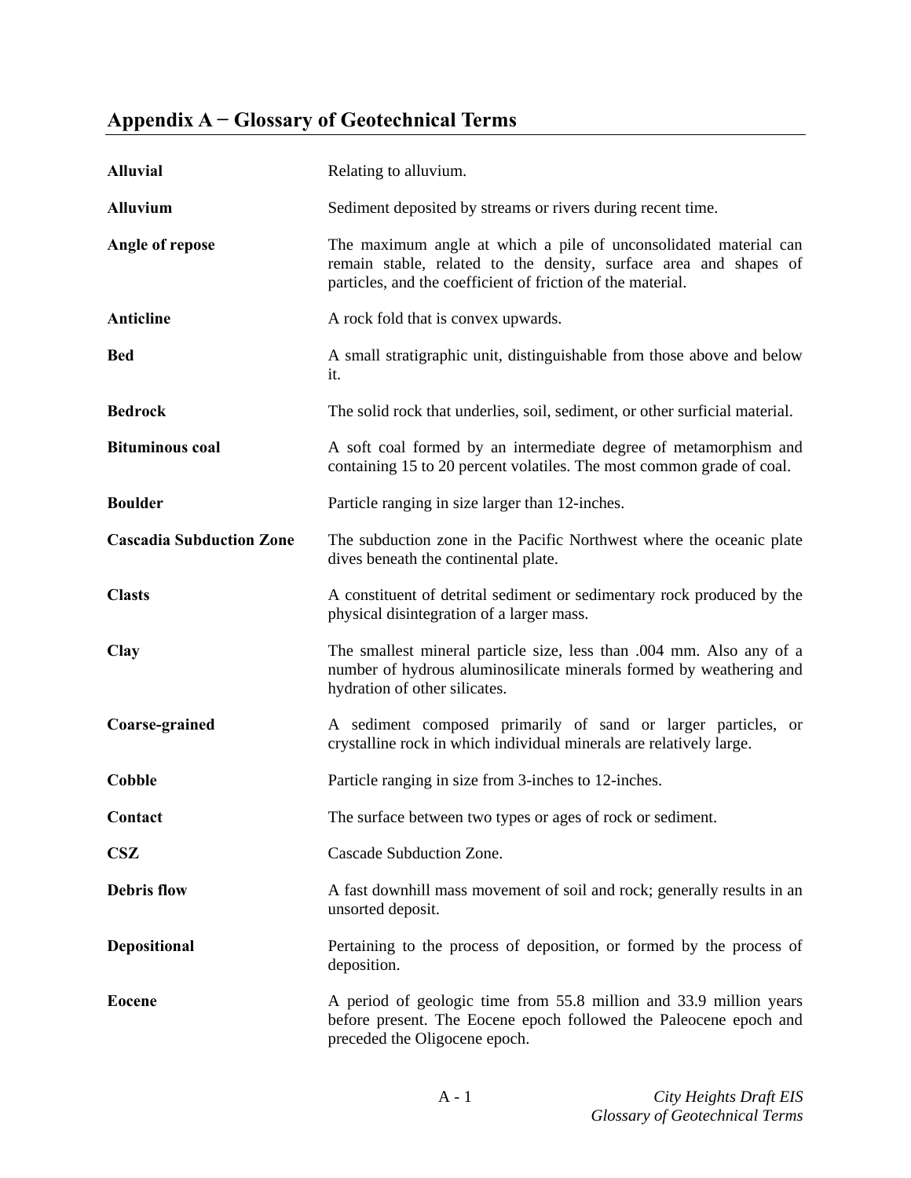# Appendix A − Glossary of Geotechnical Terms

**Alluvial** Relating to alluvium.

**Alluvium** Sediment deposited by streams or rivers during recent time.

**Angle of repose** The maximum angle at which a pile of unconsolidated material can remain stable, related to the density, surface area and shapes of particles, and the coefficient of friction of the material.

**Anticline** A rock fold that is convex upwards.

**Bed** A small stratigraphic unit, distinguishable from those above and below it.

**Bedrock** The solid rock that underlies, soil, sediment, or other surficial material.

**Bituminous coal** A soft coal formed by an intermediate degree of metamorphism and containing 15 to 20 percent volatiles. The most common grade of coal.

**Boulder** Particle ranging in size larger than 12-inches.

**Cascadia Subduction Zone** The subduction zone in the Pacific Northwest where the oceanic plate dives beneath the continental plate.

**Clasts** A constituent of detrital sediment or sedimentary rock produced by the physical disintegration of a larger mass.

**Clay** The smallest mineral particle size, less than .004 mm. Also any of a number of hydrous aluminosilicate minerals formed by weathering and hydration of other silicates.

**Coarse-grained** A sediment composed primarily of sand or larger particles, or crystalline rock in which individual minerals are relatively large.

**Cobble** Particle ranging in size from 3-inches to 12-inches.

**Contact** The surface between two types or ages of rock or sediment.

**CSZ** Cascade Subduction Zone.

**Debris flow** A fast downhill mass movement of soil and rock; generally results in an unsorted deposit.

**Depositional** Pertaining to the process of deposition, or formed by the process of deposition.

**Eocene** A period of geologic time from 55.8 million and 33.9 million years before present. The Eocene epoch followed the Paleocene epoch and preceded the Oligocene epoch.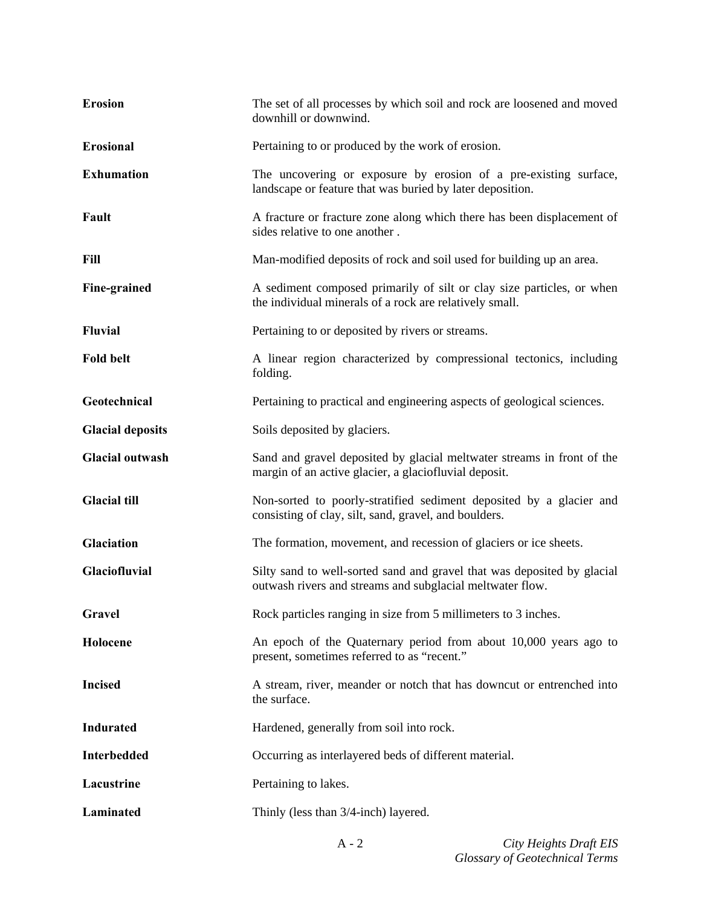**Erosion** The set of all processes by which soil and rock are loosened and moved downhill or downwind.

**Erosional** Pertaining to or produced by the work of erosion.

**Exhumation** The uncovering or exposure by erosion of a pre-existing surface, landscape or feature that was buried by later deposition.

**Fault** A fracture or fracture zone along which there has been displacement of sides relative to one another .

**Fill** Man-modified deposits of rock and soil used for building up an area.

**Fine-grained** A sediment composed primarily of silt or clay size particles, or when the individual minerals of a rock are relatively small.

**Fluvial** Pertaining to or deposited by rivers or streams.

**Fold belt** A linear region characterized by compressional tectonics, including folding.

**Geotechnical** Pertaining to practical and engineering aspects of geological sciences.

**Glacial deposits** Soils deposited by glaciers.

**Glacial outwash** Sand and gravel deposited by glacial meltwater streams in front of the margin of an active glacier, a glaciofluvial deposit.

**Glacial till** Non-sorted to poorly-stratified sediment deposited by a glacier and consisting of clay, silt, sand, gravel, and boulders.

**Glaciation** The formation, movement, and recession of glaciers or ice sheets.

**Glaciofluvial** Silty sand to well-sorted sand and gravel that was deposited by glacial outwash rivers and streams and subglacial meltwater flow.

**Gravel** Rock particles ranging in size from 5 millimeters to 3 inches.

**Holocene** An epoch of the Quaternary period from about 10,000 years ago to present, sometimes referred to as "recent."

**Incised** A stream, river, meander or notch that has downcut or entrenched into the surface.

**Indurated** Hardened, generally from soil into rock.

**Interbedded** Occurring as interlayered beds of different material.

**Lacustrine** Pertaining to lakes.

**Laminated** Thinly (less than 3/4-inch) layered.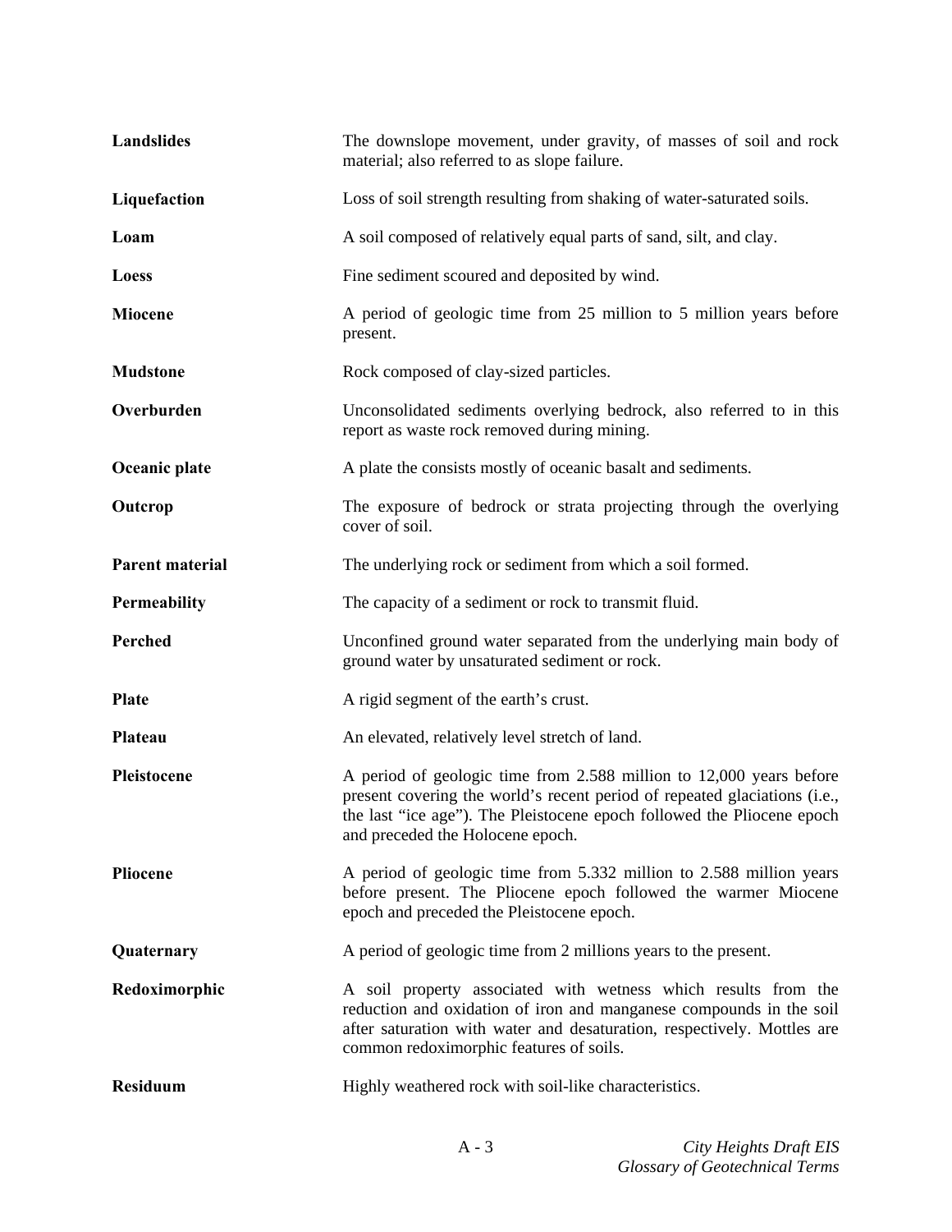**Landslides** The downslope movement, under gravity, of masses of soil and rock material; also referred to as slope failure.

**Liquefaction** Loss of soil strength resulting from shaking of water-saturated soils.

**Loam** A soil composed of relatively equal parts of sand, silt, and clay.

**Loess** Fine sediment scoured and deposited by wind.

**Miocene** A period of geologic time from 25 million to 5 million years before present.

**Mudstone** Rock composed of clay-sized particles.

**Overburden** Unconsolidated sediments overlying bedrock, also referred to in this report as waste rock removed during mining.

**Oceanic plate** A plate the consists mostly of oceanic basalt and sediments.

**Outcrop** The exposure of bedrock or strata projecting through the overlying cover of soil.

**Parent material** The underlying rock or sediment from which a soil formed.

**Permeability** The capacity of a sediment or rock to transmit fluid.

**Perched** Unconfined ground water separated from the underlying main body of ground water by unsaturated sediment or rock.

**Plate** A rigid segment of the earth's crust.

**Plateau** An elevated, relatively level stretch of land.

**Pleistocene** A period of geologic time from 2.588 million to 12,000 years before present covering the world's recent period of repeated glaciations (i.e., the last "ice age"). The Pleistocene epoch followed the Pliocene epoch and preceded the Holocene epoch.

**Pliocene** A period of geologic time from 5.332 million to 2.588 million years before present. The Pliocene epoch followed the warmer Miocene epoch and preceded the Pleistocene epoch.

**Quaternary** A period of geologic time from 2 millions years to the present.

**Redoximorphic** A soil property associated with wetness which results from the reduction and oxidation of iron and manganese compounds in the soil after saturation with water and desaturation, respectively. Mottles are common redoximorphic features of soils.

**Residuum** Highly weathered rock with soil-like characteristics.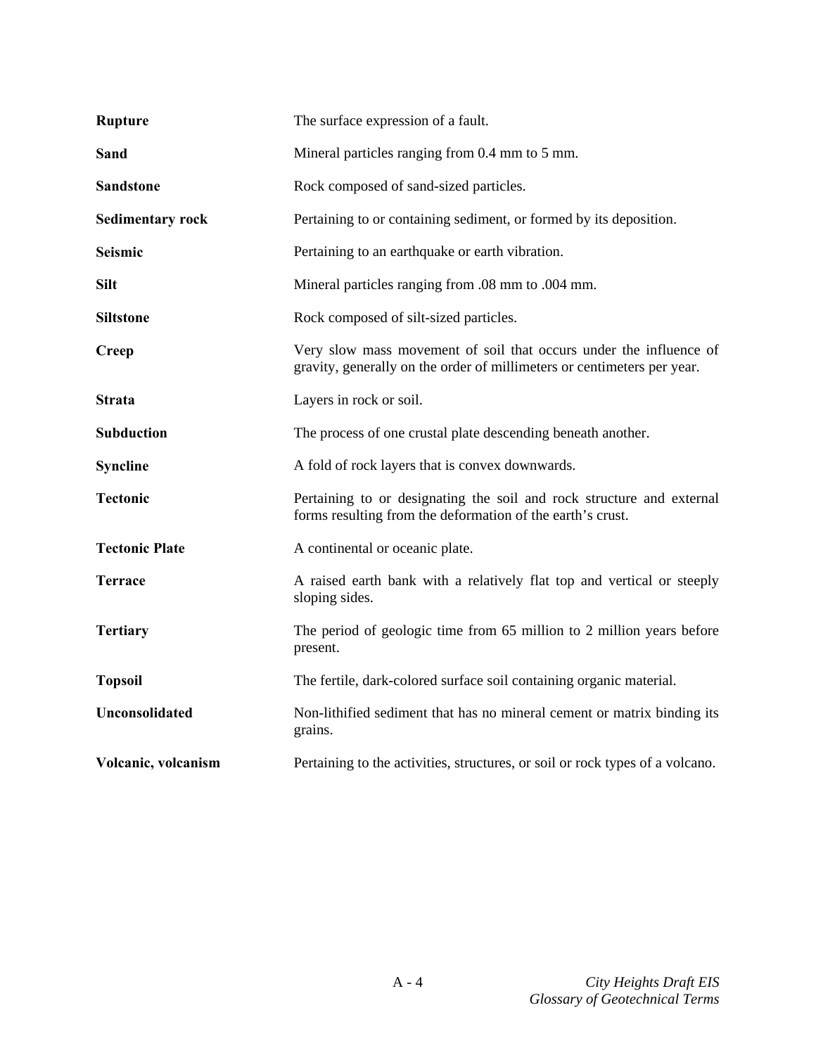**Rupture** The surface expression of a fault.

**Sand** Mineral particles ranging from 0.4 mm to 5 mm.

**Sandstone** Rock composed of sand-sized particles.

**Sedimentary rock** Pertaining to or containing sediment, or formed by its deposition.

**Seismic** Pertaining to an earthquake or earth vibration.

**Silt** Mineral particles ranging from .08 mm to .004 mm.

**Siltstone** Rock composed of silt-sized particles.

**Creep** Very slow mass movement of soil that occurs under the influence of gravity, generally on the order of millimeters or centimeters per year.

**Strata** Layers in rock or soil.

**Subduction** The process of one crustal plate descending beneath another.

**Syncline** A fold of rock layers that is convex downwards.

**Tectonic** Pertaining to or designating the soil and rock structure and external forms resulting from the deformation of the earth's crust.

**Tectonic Plate** A continental or oceanic plate.

**Terrace** A raised earth bank with a relatively flat top and vertical or steeply sloping sides.

**Tertiary** The period of geologic time from 65 million to 2 million years before present.

**Topsoil** The fertile, dark-colored surface soil containing organic material.

**Unconsolidated** Non-lithified sediment that has no mineral cement or matrix binding its grains.

**Volcanic, volcanism** Pertaining to the activities, structures, or soil or rock types of a volcano.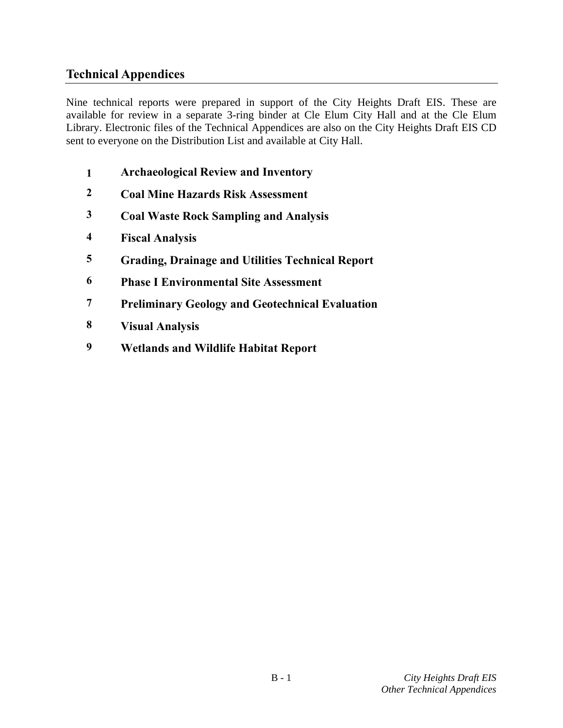## Technical Appendices

Nine technical reports were prepared in support of the City Heights Draft EIS. These are available for review in a separate 3-ring binder at Cle Elum City Hall and at the Cle Elum Library. Electronic files of the Technical Appendices are also on the City Heights Draft EIS CD sent to everyone on the Distribution List and available at City Hall.

1. **Archaeological Review and Inventory**
2. **Coal Mine Hazards Risk Assessment**
3. **Coal Waste Rock Sampling and Analysis**
4. **Fiscal Analysis**
5. **Grading, Drainage and Utilities Technical Report**
6. **Phase I Environmental Site Assessment**
7. **Preliminary Geology and Geotechnical Evaluation**
8. **Visual Analysis**
9. **Wetlands and Wildlife Habitat Report**